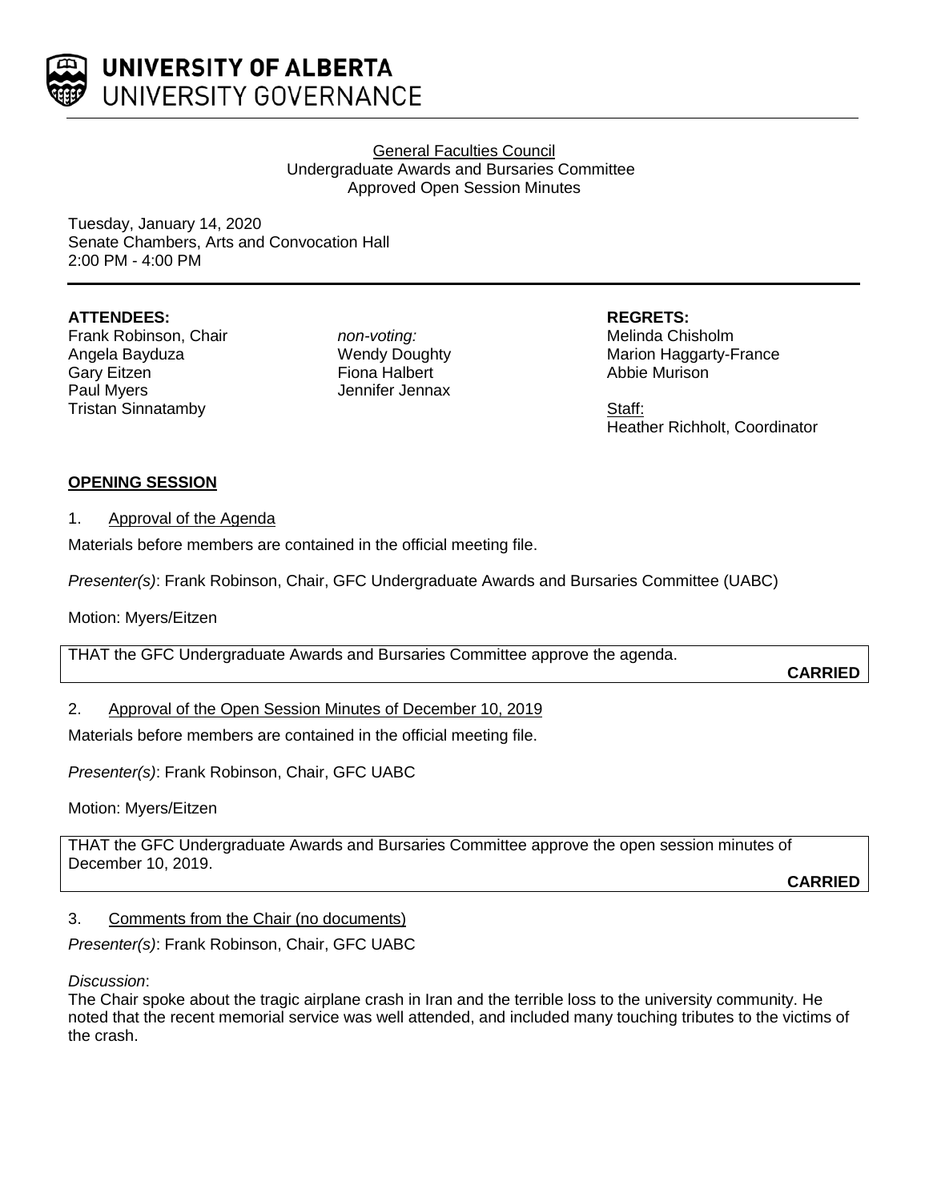UNIVERSITY OF ALBERTA
UNIVERSITY GOVERNANCE

General Faculties Council
Undergraduate Awards and Bursaries Committee
Approved Open Session Minutes

Tuesday, January 14, 2020
Senate Chambers, Arts and Convocation Hall
2:00 PM - 4:00 PM

**ATTENDEES:**
Frank Robinson, Chair
Angela Bayduza
Gary Eitzen
Paul Myers
Tristan Sinnatamby

*non-voting:*
Wendy Doughty
Fiona Halbert
Jennifer Jennax

**REGRETS:**
Melinda Chisholm
Marion Haggarty-France
Abbie Murison

Staff:
Heather Richholt, Coordinator

## OPENING SESSION

### 1. Approval of the Agenda

Materials before members are contained in the official meeting file.

*Presenter(s)*: Frank Robinson, Chair, GFC Undergraduate Awards and Bursaries Committee (UABC)

Motion: Myers/Eitzen

THAT the GFC Undergraduate Awards and Bursaries Committee approve the agenda.

**CARRIED**

### 2. Approval of the Open Session Minutes of December 10, 2019

Materials before members are contained in the official meeting file.

*Presenter(s)*: Frank Robinson, Chair, GFC UABC

Motion: Myers/Eitzen

THAT the GFC Undergraduate Awards and Bursaries Committee approve the open session minutes of December 10, 2019.

**CARRIED**

### 3. Comments from the Chair (no documents)

*Presenter(s)*: Frank Robinson, Chair, GFC UABC

*Discussion*:
The Chair spoke about the tragic airplane crash in Iran and the terrible loss to the university community. He noted that the recent memorial service was well attended, and included many touching tributes to the victims of the crash.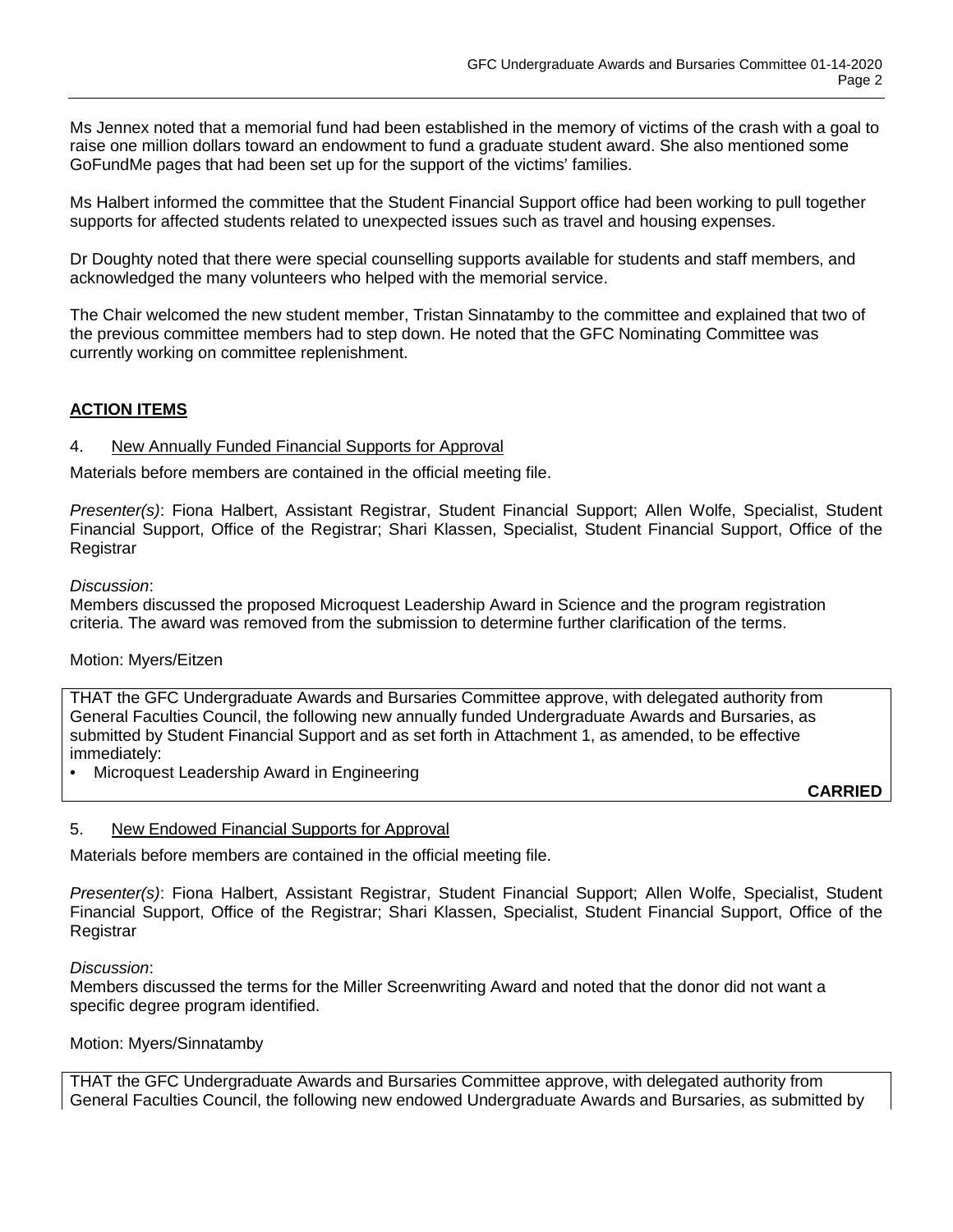Ms Jennex noted that a memorial fund had been established in the memory of victims of the crash with a goal to raise one million dollars toward an endowment to fund a graduate student award. She also mentioned some GoFundMe pages that had been set up for the support of the victims' families.

Ms Halbert informed the committee that the Student Financial Support office had been working to pull together supports for affected students related to unexpected issues such as travel and housing expenses.

Dr Doughty noted that there were special counselling supports available for students and staff members, and acknowledged the many volunteers who helped with the memorial service.

The Chair welcomed the new student member, Tristan Sinnatamby to the committee and explained that two of the previous committee members had to step down. He noted that the GFC Nominating Committee was currently working on committee replenishment.

## ACTION ITEMS

### 4. New Annually Funded Financial Supports for Approval

Materials before members are contained in the official meeting file.

*Presenter(s)*: Fiona Halbert, Assistant Registrar, Student Financial Support; Allen Wolfe, Specialist, Student Financial Support, Office of the Registrar; Shari Klassen, Specialist, Student Financial Support, Office of the Registrar

*Discussion*:
Members discussed the proposed Microquest Leadership Award in Science and the program registration criteria. The award was removed from the submission to determine further clarification of the terms.

Motion: Myers/Eitzen

THAT the GFC Undergraduate Awards and Bursaries Committee approve, with delegated authority from General Faculties Council, the following new annually funded Undergraduate Awards and Bursaries, as submitted by Student Financial Support and as set forth in Attachment 1, as amended, to be effective immediately:

- Microquest Leadership Award in Engineering

**CARRIED**

### 5. New Endowed Financial Supports for Approval

Materials before members are contained in the official meeting file.

*Presenter(s)*: Fiona Halbert, Assistant Registrar, Student Financial Support; Allen Wolfe, Specialist, Student Financial Support, Office of the Registrar; Shari Klassen, Specialist, Student Financial Support, Office of the Registrar

*Discussion*:
Members discussed the terms for the Miller Screenwriting Award and noted that the donor did not want a specific degree program identified.

Motion: Myers/Sinnatamby

THAT the GFC Undergraduate Awards and Bursaries Committee approve, with delegated authority from General Faculties Council, the following new endowed Undergraduate Awards and Bursaries, as submitted by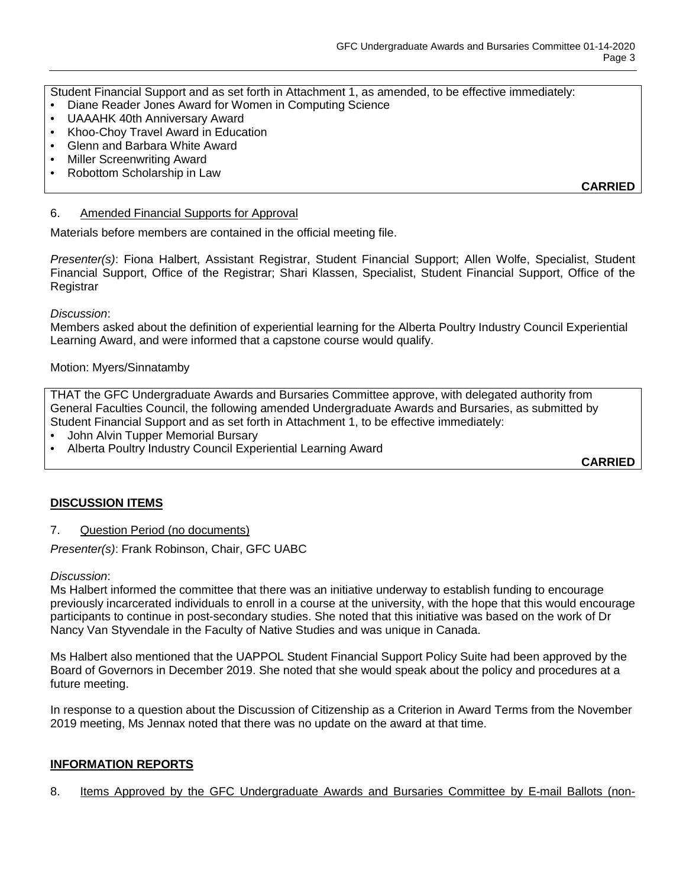Student Financial Support and as set forth in Attachment 1, as amended, to be effective immediately:

- Diane Reader Jones Award for Women in Computing Science
- UAAAHK 40th Anniversary Award
- Khoo-Choy Travel Award in Education
- Glenn and Barbara White Award
- Miller Screenwriting Award
- Robottom Scholarship in Law

**CARRIED**

6. Amended Financial Supports for Approval

Materials before members are contained in the official meeting file.

*Presenter(s)*: Fiona Halbert, Assistant Registrar, Student Financial Support; Allen Wolfe, Specialist, Student Financial Support, Office of the Registrar; Shari Klassen, Specialist, Student Financial Support, Office of the Registrar

*Discussion*:
Members asked about the definition of experiential learning for the Alberta Poultry Industry Council Experiential Learning Award, and were informed that a capstone course would qualify.

Motion: Myers/Sinnatamby

THAT the GFC Undergraduate Awards and Bursaries Committee approve, with delegated authority from General Faculties Council, the following amended Undergraduate Awards and Bursaries, as submitted by Student Financial Support and as set forth in Attachment 1, to be effective immediately:

- John Alvin Tupper Memorial Bursary
- Alberta Poultry Industry Council Experiential Learning Award

**CARRIED**

## DISCUSSION ITEMS

7. Question Period (no documents)

*Presenter(s)*: Frank Robinson, Chair, GFC UABC

*Discussion*:
Ms Halbert informed the committee that there was an initiative underway to establish funding to encourage previously incarcerated individuals to enroll in a course at the university, with the hope that this would encourage participants to continue in post-secondary studies. She noted that this initiative was based on the work of Dr Nancy Van Styvendale in the Faculty of Native Studies and was unique in Canada.

Ms Halbert also mentioned that the UAPPOL Student Financial Support Policy Suite had been approved by the Board of Governors in December 2019. She noted that she would speak about the policy and procedures at a future meeting.

In response to a question about the Discussion of Citizenship as a Criterion in Award Terms from the November 2019 meeting, Ms Jennax noted that there was no update on the award at that time.

## INFORMATION REPORTS

8. Items Approved by the GFC Undergraduate Awards and Bursaries Committee by E-mail Ballots (non-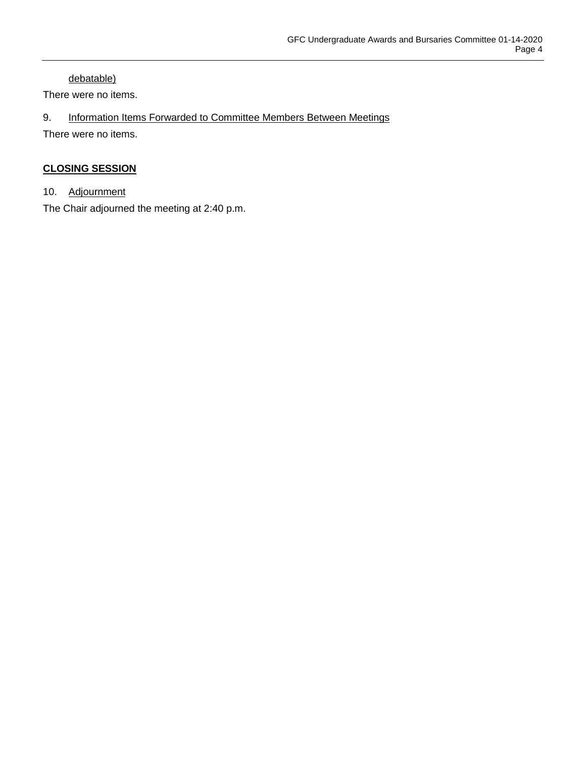debatable)

There were no items.

9. Information Items Forwarded to Committee Members Between Meetings

There were no items.

**CLOSING SESSION**

10. Adjournment

The Chair adjourned the meeting at 2:40 p.m.